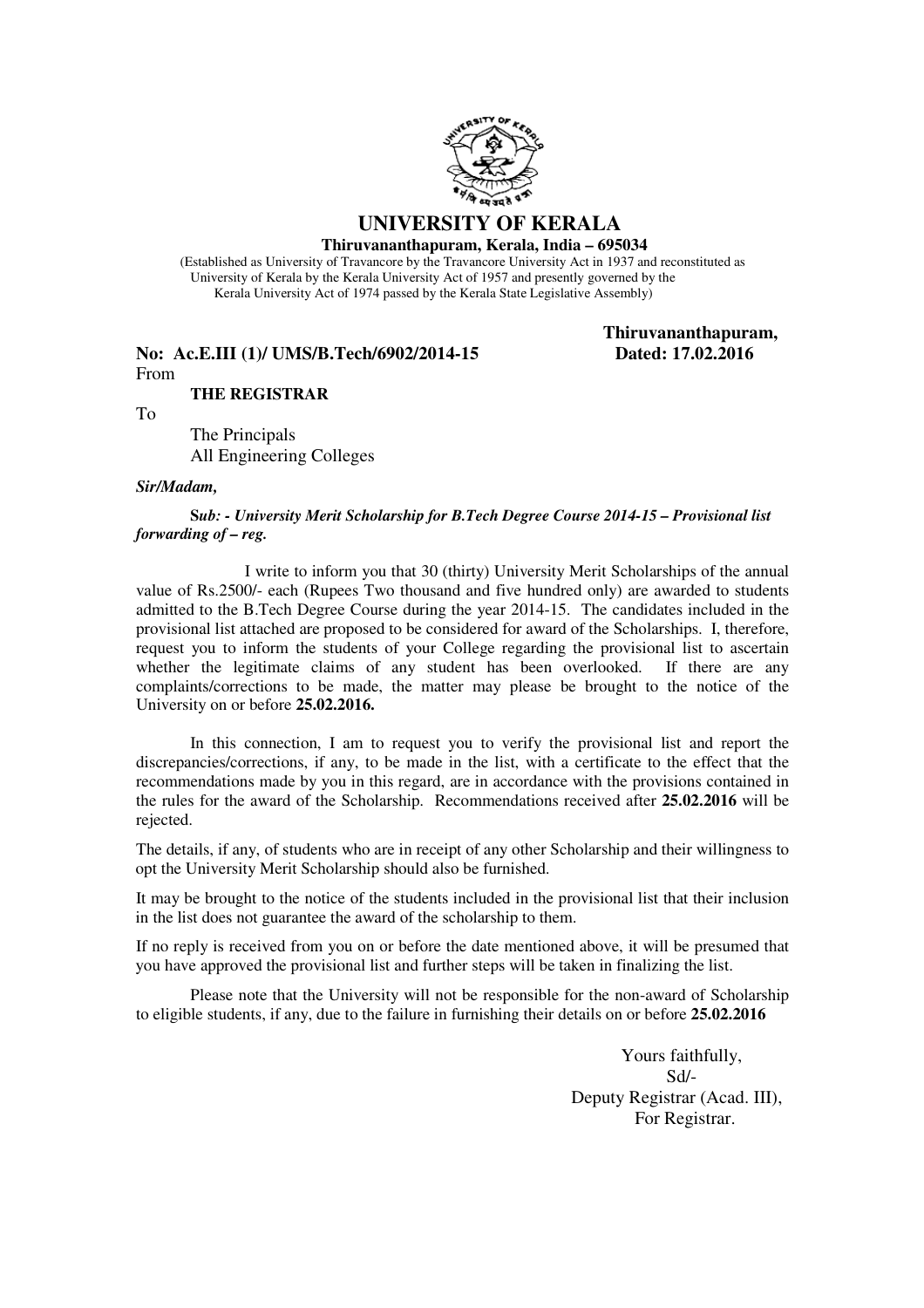# UNIVERSITY OF KERALA

**Thiruvananthapuram, Kerala, India – 695034**

(Established as University of Travancore by the Travancore University Act in 1937 and reconstituted as University of Kerala by the Kerala University Act of 1957 and presently governed by the Kerala University Act of 1974 passed by the Kerala State Legislative Assembly)

**Thiruvananthapuram,**
**Dated: 17.02.2016**

**No: Ac.E.III (1)/ UMS/B.Tech/6902/2014-15**

From

**THE REGISTRAR**

To

The Principals
All Engineering Colleges

***Sir/Madam,***

**S*ub: - University Merit Scholarship for B.Tech Degree Course 2014-15 – Provisional list forwarding of – reg.***

I write to inform you that 30 (thirty) University Merit Scholarships of the annual value of Rs.2500/- each (Rupees Two thousand and five hundred only) are awarded to students admitted to the B.Tech Degree Course during the year 2014-15. The candidates included in the provisional list attached are proposed to be considered for award of the Scholarships. I, therefore, request you to inform the students of your College regarding the provisional list to ascertain whether the legitimate claims of any student has been overlooked. If there are any complaints/corrections to be made, the matter may please be brought to the notice of the University on or before **25.02.2016.**

In this connection, I am to request you to verify the provisional list and report the discrepancies/corrections, if any, to be made in the list, with a certificate to the effect that the recommendations made by you in this regard, are in accordance with the provisions contained in the rules for the award of the Scholarship. Recommendations received after **25.02.2016** will be rejected.

The details, if any, of students who are in receipt of any other Scholarship and their willingness to opt the University Merit Scholarship should also be furnished.

It may be brought to the notice of the students included in the provisional list that their inclusion in the list does not guarantee the award of the scholarship to them.

If no reply is received from you on or before the date mentioned above, it will be presumed that you have approved the provisional list and further steps will be taken in finalizing the list.

Please note that the University will not be responsible for the non-award of Scholarship to eligible students, if any, due to the failure in furnishing their details on or before **25.02.2016**

Yours faithfully,
Sd/-
Deputy Registrar (Acad. III),
For Registrar.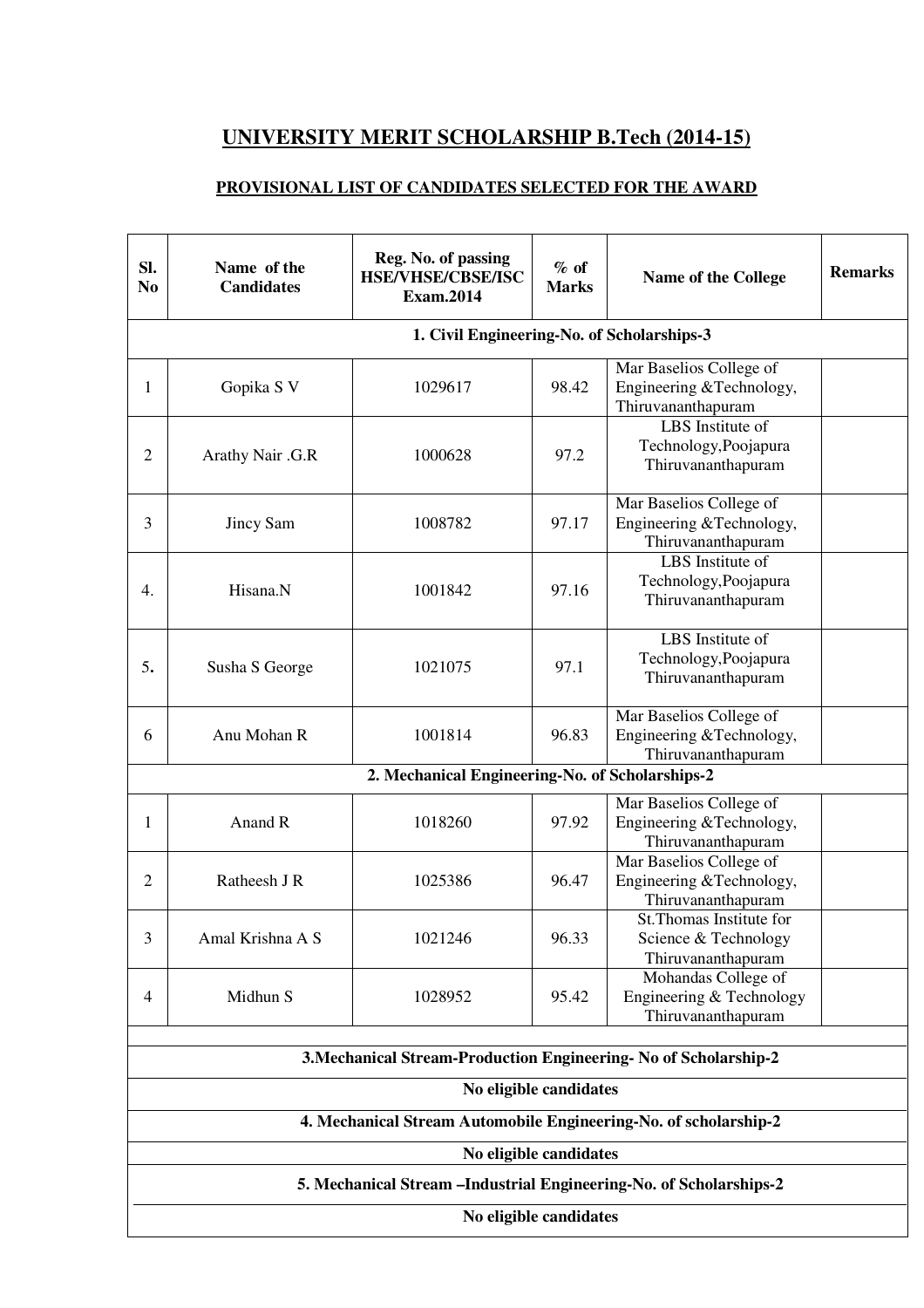## UNIVERSITY MERIT SCHOLARSHIP B.Tech (2014-15)

### PROVISIONAL LIST OF CANDIDATES SELECTED FOR THE AWARD

| Sl. No | Name of the Candidates | Reg. No. of passing HSE/VHSE/CBSE/ISC Exam.2014 | % of Marks | Name of the College | Remarks |
|---|---|---|---|---|---|
| **1. Civil Engineering-No. of Scholarships-3** | | | | | |
| 1 | Gopika S V | 1029617 | 98.42 | Mar Baselios College of Engineering &Technology, Thiruvananthapuram | |
| 2 | Arathy Nair .G.R | 1000628 | 97.2 | LBS Institute of Technology,Poojapura Thiruvananthapuram | |
| 3 | Jincy Sam | 1008782 | 97.17 | Mar Baselios College of Engineering &Technology, Thiruvananthapuram | |
| 4. | Hisana.N | 1001842 | 97.16 | LBS Institute of Technology,Poojapura Thiruvananthapuram | |
| 5. | Susha S George | 1021075 | 97.1 | LBS Institute of Technology,Poojapura Thiruvananthapuram | |
| 6 | Anu Mohan R | 1001814 | 96.83 | Mar Baselios College of Engineering &Technology, Thiruvananthapuram | |
| **2. Mechanical Engineering-No. of Scholarships-2** | | | | | |
| 1 | Anand R | 1018260 | 97.92 | Mar Baselios College of Engineering &Technology, Thiruvananthapuram | |
| 2 | Ratheesh J R | 1025386 | 96.47 | Mar Baselios College of Engineering &Technology, Thiruvananthapuram | |
| 3 | Amal Krishna A S | 1021246 | 96.33 | St.Thomas Institute for Science & Technology Thiruvananthapuram | |
| 4 | Midhun S | 1028952 | 95.42 | Mohandas College of Engineering & Technology Thiruvananthapuram | |
| **3.Mechanical Stream-Production Engineering- No of Scholarship-2** | | | | | |
| **No eligible candidates** | | | | | |
| **4. Mechanical Stream Automobile Engineering-No. of scholarship-2** | | | | | |
| **No eligible candidates** | | | | | |
| **5. Mechanical Stream –Industrial Engineering-No. of Scholarships-2** | | | | | |
| **No eligible candidates** | | | | | |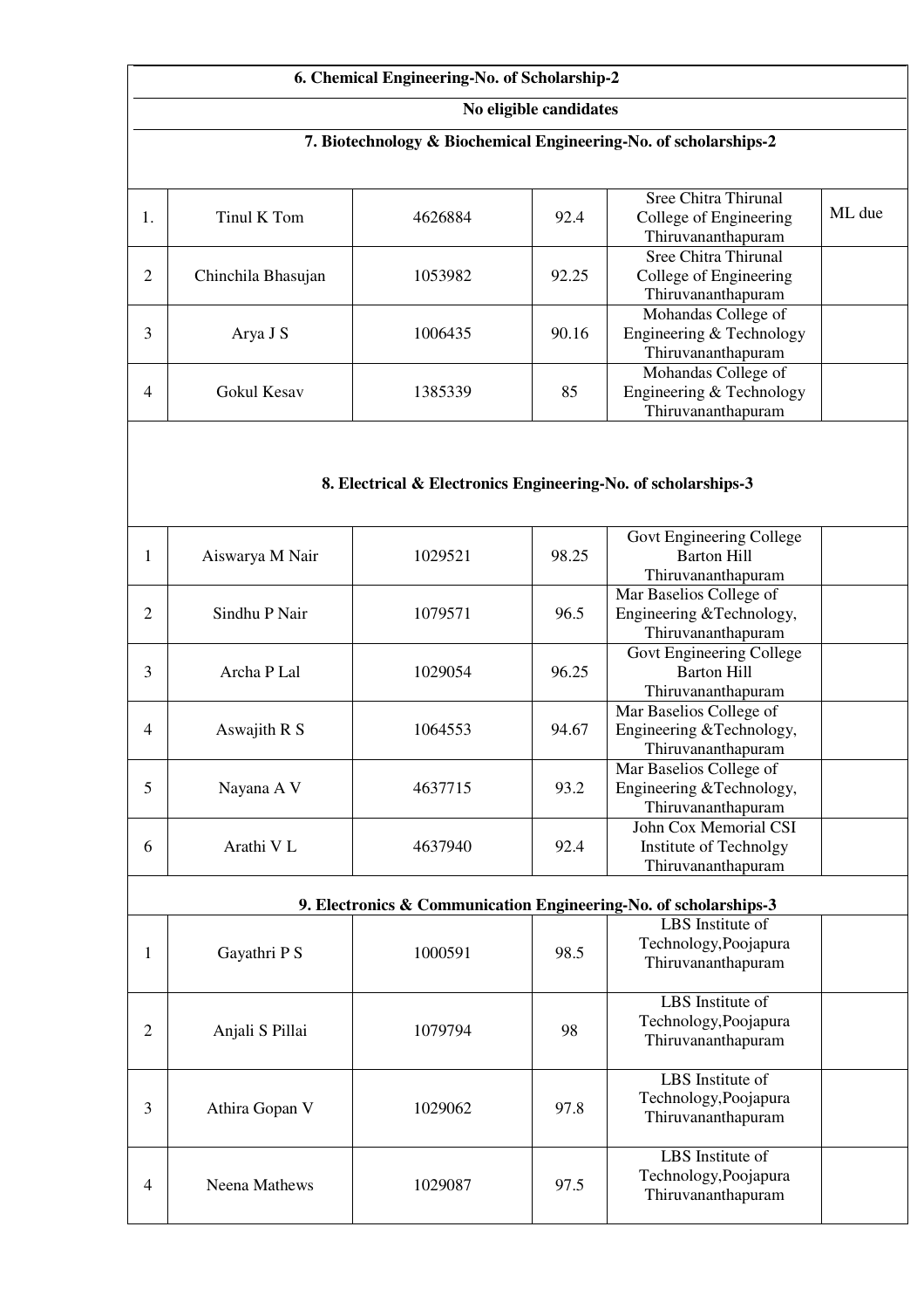| | | | | | |
|---|---|---|---|---|---|
| **6. Chemical Engineering-No. of Scholarship-2** | | | | | |
| **No eligible candidates** | | | | | |
| **7. Biotechnology & Biochemical Engineering-No. of scholarships-2** | | | | | |
| 1. | Tinul K Tom | 4626884 | 92.4 | Sree Chitra Thirunal College of Engineering Thiruvananthapuram | ML due |
| 2 | Chinchila Bhasujan | 1053982 | 92.25 | Sree Chitra Thirunal College of Engineering Thiruvananthapuram | |
| 3 | Arya J S | 1006435 | 90.16 | Mohandas College of Engineering & Technology Thiruvananthapuram | |
| 4 | Gokul Kesav | 1385339 | 85 | Mohandas College of Engineering & Technology Thiruvananthapuram | |
| **8. Electrical & Electronics Engineering-No. of scholarships-3** | | | | | |
| 1 | Aiswarya M Nair | 1029521 | 98.25 | Govt Engineering College Barton Hill Thiruvananthapuram | |
| 2 | Sindhu P Nair | 1079571 | 96.5 | Mar Baselios College of Engineering &Technology, Thiruvananthapuram | |
| 3 | Archa P Lal | 1029054 | 96.25 | Govt Engineering College Barton Hill Thiruvananthapuram | |
| 4 | Aswajith R S | 1064553 | 94.67 | Mar Baselios College of Engineering &Technology, Thiruvananthapuram | |
| 5 | Nayana A V | 4637715 | 93.2 | Mar Baselios College of Engineering &Technology, Thiruvananthapuram | |
| 6 | Arathi V L | 4637940 | 92.4 | John Cox Memorial CSI Institute of Technolgy Thiruvananthapuram | |
| **9. Electronics & Communication Engineering-No. of scholarships-3** | | | | | |
| 1 | Gayathri P S | 1000591 | 98.5 | LBS Institute of Technology,Poojapura Thiruvananthapuram | |
| 2 | Anjali S Pillai | 1079794 | 98 | LBS Institute of Technology,Poojapura Thiruvananthapuram | |
| 3 | Athira Gopan V | 1029062 | 97.8 | LBS Institute of Technology,Poojapura Thiruvananthapuram | |
| 4 | Neena Mathews | 1029087 | 97.5 | LBS Institute of Technology,Poojapura Thiruvananthapuram | |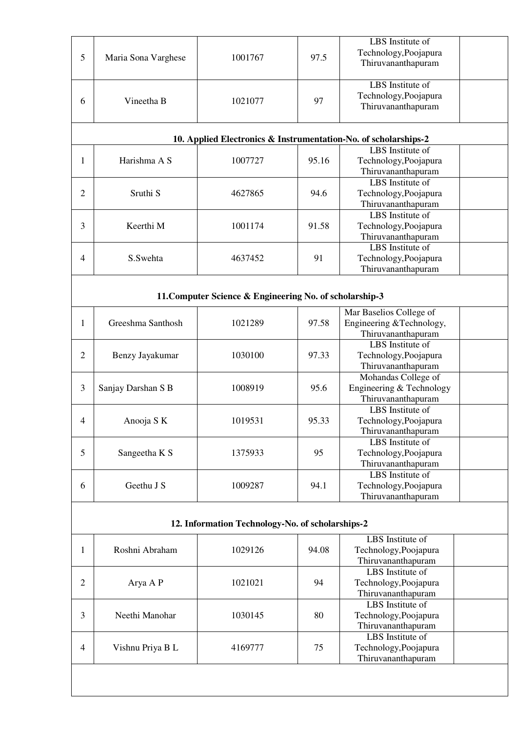| | | | | | |
|---|---|---|---|---|---|
| 5 | Maria Sona Varghese | 1001767 | 97.5 | LBS Institute of Technology,Poojapura Thiruvananthapuram | |
| 6 | Vineetha B | 1021077 | 97 | LBS Institute of Technology,Poojapura Thiruvananthapuram | |

**10. Applied Electronics & Instrumentation-No. of scholarships-2**

| | | | | | |
|---|---|---|---|---|---|
| 1 | Harishma A S | 1007727 | 95.16 | LBS Institute of Technology,Poojapura Thiruvananthapuram | |
| 2 | Sruthi S | 4627865 | 94.6 | LBS Institute of Technology,Poojapura Thiruvananthapuram | |
| 3 | Keerthi M | 1001174 | 91.58 | LBS Institute of Technology,Poojapura Thiruvananthapuram | |
| 4 | S.Swehta | 4637452 | 91 | LBS Institute of Technology,Poojapura Thiruvananthapuram | |

**11.Computer Science & Engineering No. of scholarship-3**

| | | | | | |
|---|---|---|---|---|---|
| 1 | Greeshma Santhosh | 1021289 | 97.58 | Mar Baselios College of Engineering &Technology, Thiruvananthapuram | |
| 2 | Benzy Jayakumar | 1030100 | 97.33 | LBS Institute of Technology,Poojapura Thiruvananthapuram | |
| 3 | Sanjay Darshan S B | 1008919 | 95.6 | Mohandas College of Engineering & Technology Thiruvananthapuram | |
| 4 | Anooja S K | 1019531 | 95.33 | LBS Institute of Technology,Poojapura Thiruvananthapuram | |
| 5 | Sangeetha K S | 1375933 | 95 | LBS Institute of Technology,Poojapura Thiruvananthapuram | |
| 6 | Geethu J S | 1009287 | 94.1 | LBS Institute of Technology,Poojapura Thiruvananthapuram | |

**12. Information Technology-No. of scholarships-2**

| | | | | | |
|---|---|---|---|---|---|
| 1 | Roshni Abraham | 1029126 | 94.08 | LBS Institute of Technology,Poojapura Thiruvananthapuram | |
| 2 | Arya A P | 1021021 | 94 | LBS Institute of Technology,Poojapura Thiruvananthapuram | |
| 3 | Neethi Manohar | 1030145 | 80 | LBS Institute of Technology,Poojapura Thiruvananthapuram | |
| 4 | Vishnu Priya B L | 4169777 | 75 | LBS Institute of Technology,Poojapura Thiruvananthapuram | |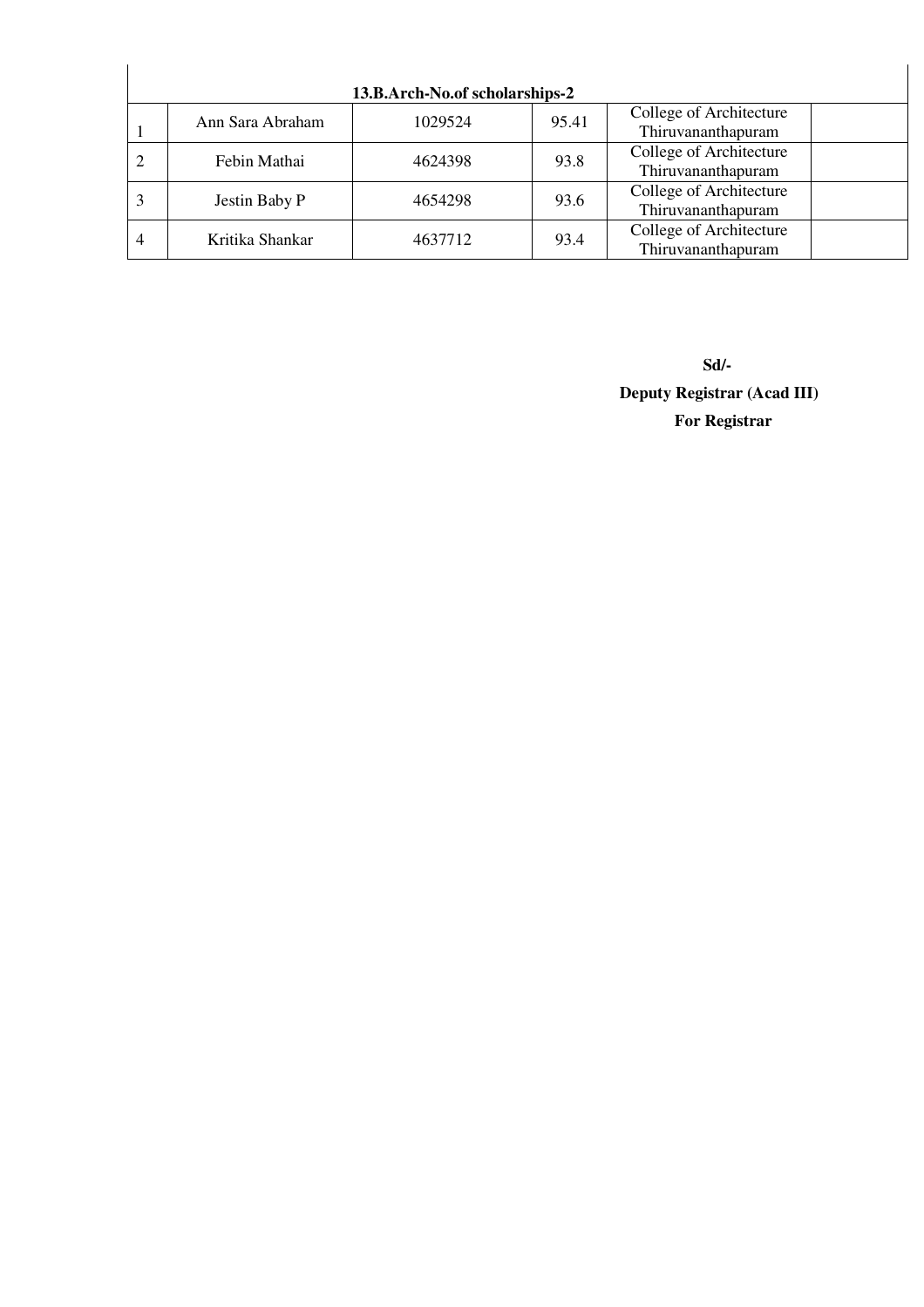| | | | | | |
|---|---|---|---|---|---|
| **13.B.Arch-No.of scholarships-2** | | | | | |
| 1 | Ann Sara Abraham | 1029524 | 95.41 | College of Architecture Thiruvananthapuram | |
| 2 | Febin Mathai | 4624398 | 93.8 | College of Architecture Thiruvananthapuram | |
| 3 | Jestin Baby P | 4654298 | 93.6 | College of Architecture Thiruvananthapuram | |
| 4 | Kritika Shankar | 4637712 | 93.4 | College of Architecture Thiruvananthapuram | |

**Sd/-**

**Deputy Registrar (Acad III)**

**For Registrar**